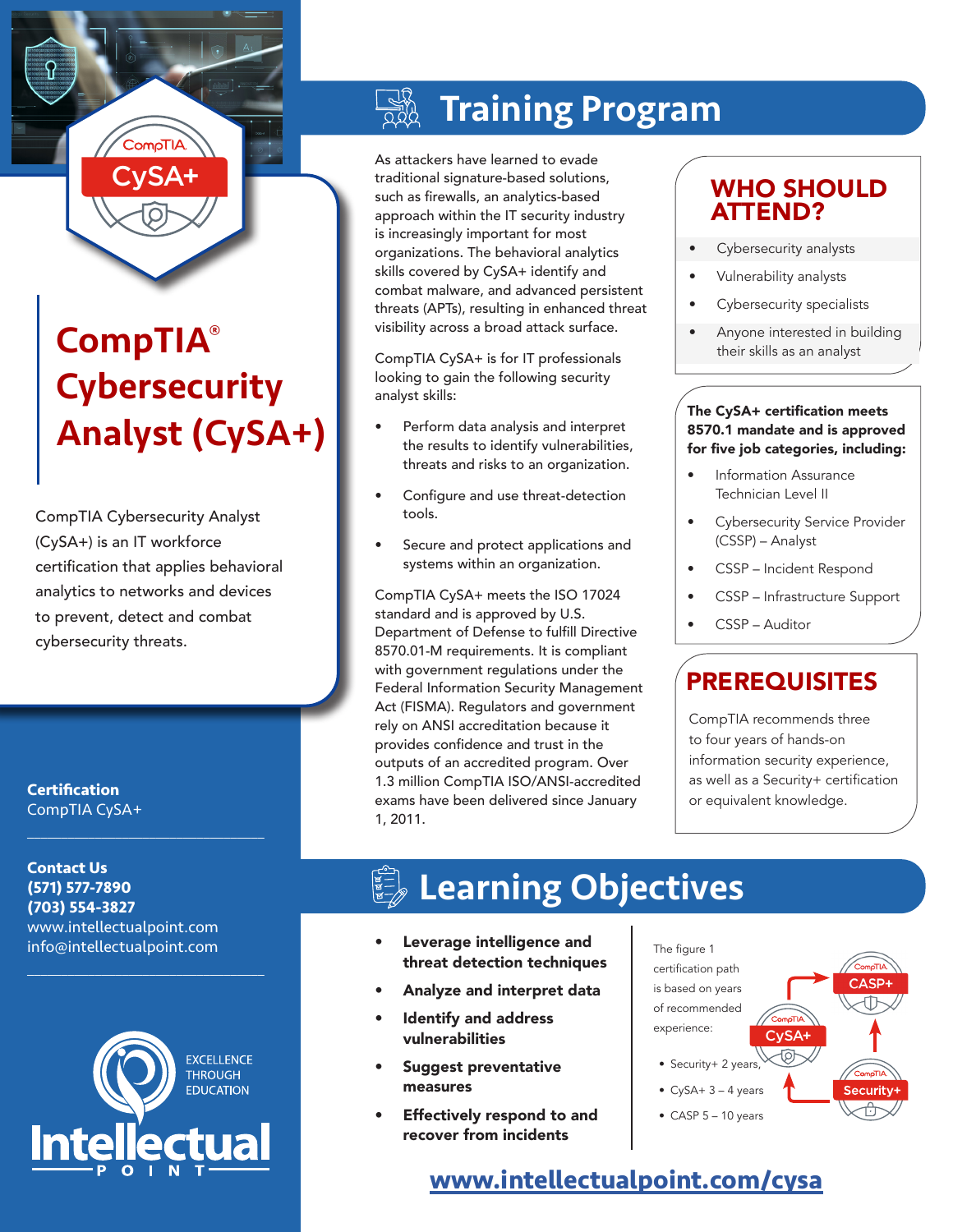# CompTIA® Cybersecurity Analyst (CySA+)

CompTIA Cybersecurity Analyst (CySA+) is an IT workforce certification that applies behavioral analytics to networks and devices to prevent, detect and combat cybersecurity threats.

**Certification**
CompTIA CySA+

**Contact Us**
**(571) 577-7890**
**(703) 554-3827**
www.intellectualpoint.com
info@intellectualpoint.com

EXCELLENCE THROUGH EDUCATION
Intellectual Point

## Training Program

As attackers have learned to evade traditional signature-based solutions, such as firewalls, an analytics-based approach within the IT security industry is increasingly important for most organizations. The behavioral analytics skills covered by CySA+ identify and combat malware, and advanced persistent threats (APTs), resulting in enhanced threat visibility across a broad attack surface.

CompTIA CySA+ is for IT professionals looking to gain the following security analyst skills:

- Perform data analysis and interpret the results to identify vulnerabilities, threats and risks to an organization.
- Configure and use threat-detection tools.
- Secure and protect applications and systems within an organization.

CompTIA CySA+ meets the ISO 17024 standard and is approved by U.S. Department of Defense to fulfill Directive 8570.01-M requirements. It is compliant with government regulations under the Federal Information Security Management Act (FISMA). Regulators and government rely on ANSI accreditation because it provides confidence and trust in the outputs of an accredited program. Over 1.3 million CompTIA ISO/ANSI-accredited exams have been delivered since January 1, 2011.

### WHO SHOULD ATTEND?

- Cybersecurity analysts
- Vulnerability analysts
- Cybersecurity specialists
- Anyone interested in building their skills as an analyst

**The CySA+ certification meets 8570.1 mandate and is approved for five job categories, including:**

- Information Assurance Technician Level II
- Cybersecurity Service Provider (CSSP) – Analyst
- CSSP – Incident Respond
- CSSP – Infrastructure Support
- CSSP – Auditor

### PREREQUISITES

CompTIA recommends three to four years of hands-on information security experience, as well as a Security+ certification or equivalent knowledge.

## Learning Objectives

- **Leverage intelligence and threat detection techniques**
- **Analyze and interpret data**
- **Identify and address vulnerabilities**
- **Suggest preventative measures**
- **Effectively respond to and recover from incidents**

The figure 1 certification path is based on years of recommended experience:

- Security+ 2 years,
- CySA+ 3 – 4 years
- CASP 5 – 10 years

Security+ → CySA+ → CASP+

**[www.intellectualpoint.com/cysa](http://www.intellectualpoint.com/cysa)**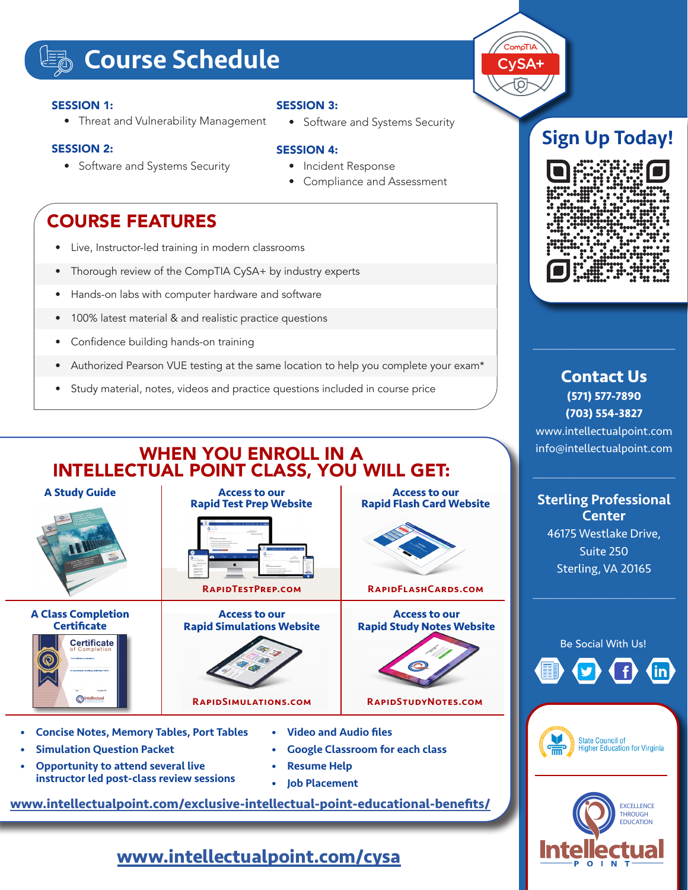# Course Schedule

CompTIA CySA+

### SESSION 1:
- Threat and Vulnerability Management

### SESSION 2:
- Software and Systems Security

### SESSION 3:
- Software and Systems Security

### SESSION 4:
- Incident Response
- Compliance and Assessment

## COURSE FEATURES

- Live, Instructor-led training in modern classrooms
- Thorough review of the CompTIA CySA+ by industry experts
- Hands-on labs with computer hardware and software
- 100% latest material & and realistic practice questions
- Confidence building hands-on training
- Authorized Pearson VUE testing at the same location to help you complete your exam*
- Study material, notes, videos and practice questions included in course price

## WHEN YOU ENROLL IN A INTELLECTUAL POINT CLASS, YOU WILL GET:

| | | |
|---|---|---|
| **A Study Guide** | **Access to our Rapid Test Prep Website** RAPIDTESTPREP.COM | **Access to our Rapid Flash Card Website** RAPIDFLASHCARDS.COM |
| **A Class Completion Certificate** | **Access to our Rapid Simulations Website** RAPIDSIMULATIONS.COM | **Access to our Rapid Study Notes Website** RAPIDSTUDYNOTES.COM |

- **Concise Notes, Memory Tables, Port Tables**
- **Simulation Question Packet**
- **Opportunity to attend several live instructor led post-class review sessions**
- **Video and Audio files**
- **Google Classroom for each class**
- **Resume Help**
- **Job Placement**

**www.intellectualpoint.com/exclusive-intellectual-point-educational-benefits/**

## Sign Up Today!

## Contact Us

**(571) 577-7890**
**(703) 554-3827**
www.intellectualpoint.com
info@intellectualpoint.com

### Sterling Professional Center

46175 Westlake Drive,
Suite 250
Sterling, VA 20165

Be Social With Us!

State Council of Higher Education for Virginia

EXCELLENCE THROUGH EDUCATION

Intellectual POINT

**www.intellectualpoint.com/cysa**